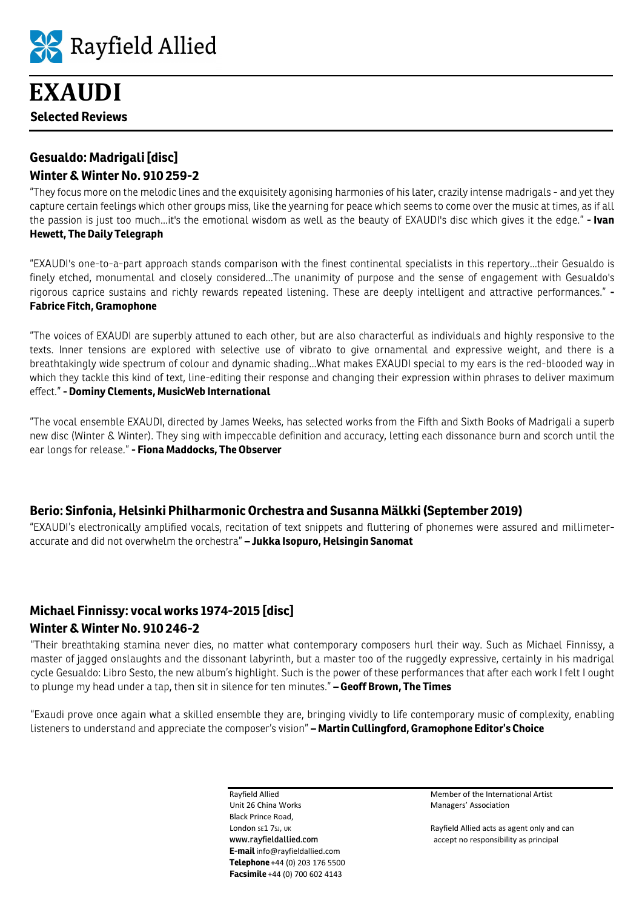Rayfield Allied

# EXAUDI

**Selected Reviews**

## Gesualdo: Madrigali [disc]
### Winter & Winter No. 910 259-2

"They focus more on the melodic lines and the exquisitely agonising harmonies of his later, crazily intense madrigals - and yet they capture certain feelings which other groups miss, like the yearning for peace which seems to come over the music at times, as if all the passion is just too much…it's the emotional wisdom as well as the beauty of EXAUDI's disc which gives it the edge." **- Ivan Hewett, The Daily Telegraph**

"EXAUDI's one-to-a-part approach stands comparison with the finest continental specialists in this repertory…their Gesualdo is finely etched, monumental and closely considered…The unanimity of purpose and the sense of engagement with Gesualdo's rigorous caprice sustains and richly rewards repeated listening. These are deeply intelligent and attractive performances." **- Fabrice Fitch, Gramophone**

"The voices of EXAUDI are superbly attuned to each other, but are also characterful as individuals and highly responsive to the texts. Inner tensions are explored with selective use of vibrato to give ornamental and expressive weight, and there is a breathtakingly wide spectrum of colour and dynamic shading…What makes EXAUDI special to my ears is the red-blooded way in which they tackle this kind of text, line-editing their response and changing their expression within phrases to deliver maximum effect." **- Dominy Clements, MusicWeb International**

"The vocal ensemble EXAUDI, directed by James Weeks, has selected works from the Fifth and Sixth Books of Madrigali a superb new disc (Winter & Winter). They sing with impeccable definition and accuracy, letting each dissonance burn and scorch until the ear longs for release." **- Fiona Maddocks, The Observer**

## Berio: Sinfonia, Helsinki Philharmonic Orchestra and Susanna Mälkki (September 2019)

"EXAUDI's electronically amplified vocals, recitation of text snippets and fluttering of phonemes were assured and millimeter-accurate and did not overwhelm the orchestra" **– Jukka Isopuro, Helsingin Sanomat**

## Michael Finnissy: vocal works 1974-2015 [disc]
### Winter & Winter No. 910 246-2

"Their breathtaking stamina never dies, no matter what contemporary composers hurl their way. Such as Michael Finnissy, a master of jagged onslaughts and the dissonant labyrinth, but a master too of the ruggedly expressive, certainly in his madrigal cycle Gesualdo: Libro Sesto, the new album's highlight. Such is the power of these performances that after each work I felt I ought to plunge my head under a tap, then sit in silence for ten minutes." **– Geoff Brown, The Times**

"Exaudi prove once again what a skilled ensemble they are, bringing vividly to life contemporary music of complexity, enabling listeners to understand and appreciate the composer's vision" **– Martin Cullingford, Gramophone Editor's Choice**

Rayfield Allied
Unit 26 China Works
Black Prince Road,
London SE1 7SJ, UK
www.rayfieldallied.com
**E-mail** info@rayfieldallied.com
**Telephone** +44 (0) 203 176 5500
**Facsimile** +44 (0) 700 602 4143

Member of the International Artist Managers' Association

Rayfield Allied acts as agent only and can accept no responsibility as principal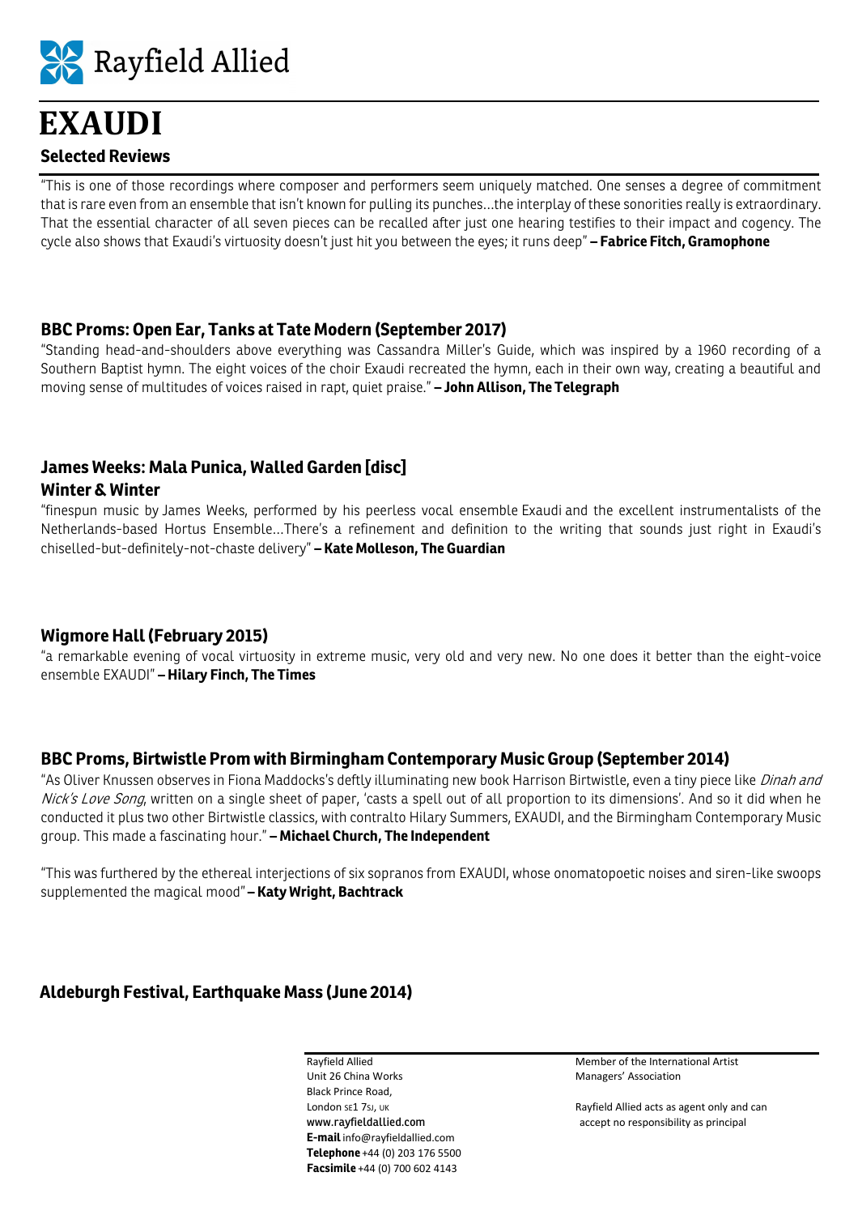Rayfield Allied

# EXAUDI

## Selected Reviews

"This is one of those recordings where composer and performers seem uniquely matched. One senses a degree of commitment that is rare even from an ensemble that isn't known for pulling its punches…the interplay of these sonorities really is extraordinary. That the essential character of all seven pieces can be recalled after just one hearing testifies to their impact and cogency. The cycle also shows that Exaudi's virtuosity doesn't just hit you between the eyes; it runs deep" **– Fabrice Fitch, Gramophone**

### BBC Proms: Open Ear, Tanks at Tate Modern (September 2017)

"Standing head-and-shoulders above everything was Cassandra Miller's Guide, which was inspired by a 1960 recording of a Southern Baptist hymn. The eight voices of the choir Exaudi recreated the hymn, each in their own way, creating a beautiful and moving sense of multitudes of voices raised in rapt, quiet praise." **– John Allison, The Telegraph**

### James Weeks: Mala Punica, Walled Garden [disc]

### Winter & Winter

"finespun music by James Weeks, performed by his peerless vocal ensemble Exaudi and the excellent instrumentalists of the Netherlands-based Hortus Ensemble…There's a refinement and definition to the writing that sounds just right in Exaudi's chiselled-but-definitely-not-chaste delivery" **– Kate Molleson, The Guardian**

### Wigmore Hall (February 2015)

"a remarkable evening of vocal virtuosity in extreme music, very old and very new. No one does it better than the eight-voice ensemble EXAUDI" **– Hilary Finch, The Times**

### BBC Proms, Birtwistle Prom with Birmingham Contemporary Music Group (September 2014)

"As Oliver Knussen observes in Fiona Maddocks's deftly illuminating new book Harrison Birtwistle, even a tiny piece like *Dinah and Nick's Love Song*, written on a single sheet of paper, 'casts a spell out of all proportion to its dimensions'. And so it did when he conducted it plus two other Birtwistle classics, with contralto Hilary Summers, EXAUDI, and the Birmingham Contemporary Music group. This made a fascinating hour." **– Michael Church, The Independent**

"This was furthered by the ethereal interjections of six sopranos from EXAUDI, whose onomatopoetic noises and siren-like swoops supplemented the magical mood" **– Katy Wright, Bachtrack**

### Aldeburgh Festival, Earthquake Mass (June 2014)

Rayfield Allied
Unit 26 China Works
Black Prince Road,
London SE1 7SJ, UK
www.rayfieldallied.com
**E-mail** info@rayfieldallied.com
**Telephone** +44 (0) 203 176 5500
**Facsimile** +44 (0) 700 602 4143

Member of the International Artist Managers' Association

Rayfield Allied acts as agent only and can accept no responsibility as principal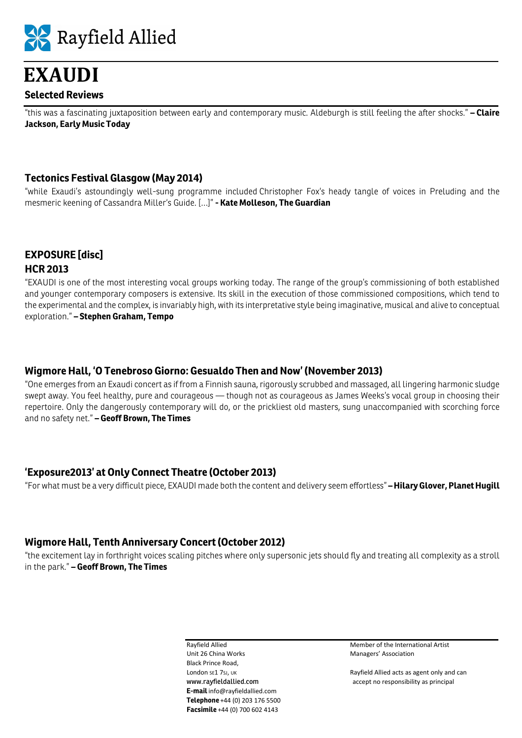Rayfield Allied

# EXAUDI

## Selected Reviews

"this was a fascinating juxtaposition between early and contemporary music. Aldeburgh is still feeling the after shocks." **– Claire Jackson, Early Music Today**

### Tectonics Festival Glasgow (May 2014)

"while Exaudi's astoundingly well-sung programme included Christopher Fox's heady tangle of voices in Preluding and the mesmeric keening of Cassandra Miller's Guide. […]" **- Kate Molleson, The Guardian**

### EXPOSURE [disc]
### HCR 2013

"EXAUDI is one of the most interesting vocal groups working today. The range of the group's commissioning of both established and younger contemporary composers is extensive. Its skill in the execution of those commissioned compositions, which tend to the experimental and the complex, is invariably high, with its interpretative style being imaginative, musical and alive to conceptual exploration." **– Stephen Graham, Tempo**

### Wigmore Hall, 'O Tenebroso Giorno: Gesualdo Then and Now' (November 2013)

"One emerges from an Exaudi concert as if from a Finnish sauna, rigorously scrubbed and massaged, all lingering harmonic sludge swept away. You feel healthy, pure and courageous — though not as courageous as James Weeks's vocal group in choosing their repertoire. Only the dangerously contemporary will do, or the prickliest old masters, sung unaccompanied with scorching force and no safety net." **– Geoff Brown, The Times**

### 'Exposure2013' at Only Connect Theatre (October 2013)

"For what must be a very difficult piece, EXAUDI made both the content and delivery seem effortless" **– Hilary Glover, Planet Hugill**

### Wigmore Hall, Tenth Anniversary Concert (October 2012)

"the excitement lay in forthright voices scaling pitches where only supersonic jets should fly and treating all complexity as a stroll in the park." **– Geoff Brown, The Times**

Rayfield Allied
Unit 26 China Works
Black Prince Road,
London SE1 7SJ, UK
www.rayfieldallied.com
**E-mail** info@rayfieldallied.com
**Telephone** +44 (0) 203 176 5500
**Facsimile** +44 (0) 700 602 4143

Member of the International Artist Managers' Association

Rayfield Allied acts as agent only and can accept no responsibility as principal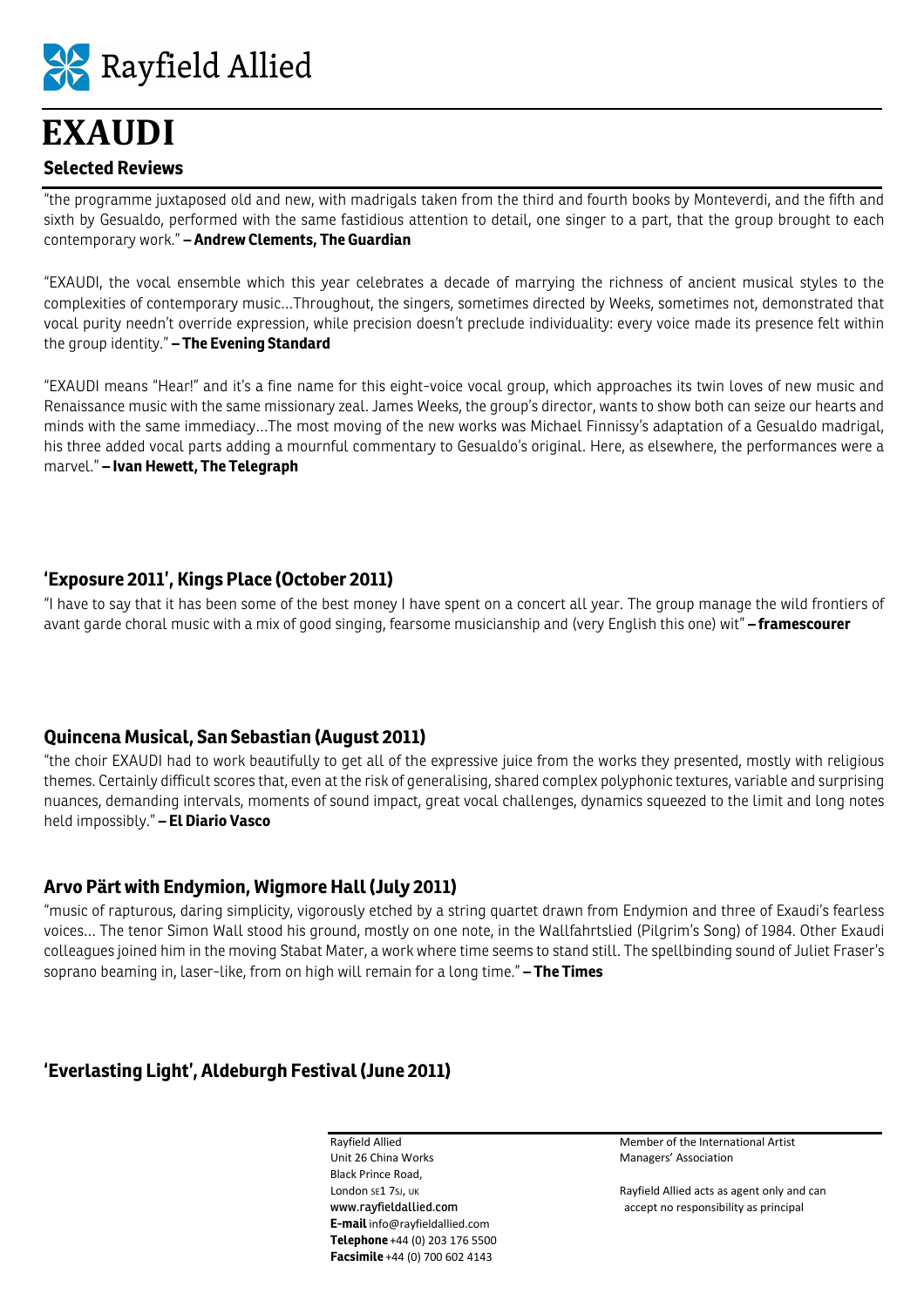Rayfield Allied

# EXAUDI

## Selected Reviews

"the programme juxtaposed old and new, with madrigals taken from the third and fourth books by Monteverdi, and the fifth and sixth by Gesualdo, performed with the same fastidious attention to detail, one singer to a part, that the group brought to each contemporary work." **– Andrew Clements, The Guardian**

"EXAUDI, the vocal ensemble which this year celebrates a decade of marrying the richness of ancient musical styles to the complexities of contemporary music…Throughout, the singers, sometimes directed by Weeks, sometimes not, demonstrated that vocal purity needn't override expression, while precision doesn't preclude individuality: every voice made its presence felt within the group identity." **– The Evening Standard**

"EXAUDI means "Hear!" and it's a fine name for this eight-voice vocal group, which approaches its twin loves of new music and Renaissance music with the same missionary zeal. James Weeks, the group's director, wants to show both can seize our hearts and minds with the same immediacy…The most moving of the new works was Michael Finnissy's adaptation of a Gesualdo madrigal, his three added vocal parts adding a mournful commentary to Gesualdo's original. Here, as elsewhere, the performances were a marvel." **– Ivan Hewett, The Telegraph**

### 'Exposure 2011', Kings Place (October 2011)

"I have to say that it has been some of the best money I have spent on a concert all year. The group manage the wild frontiers of avant garde choral music with a mix of good singing, fearsome musicianship and (very English this one) wit" **– framescourer**

### Quincena Musical, San Sebastian (August 2011)

"the choir EXAUDI had to work beautifully to get all of the expressive juice from the works they presented, mostly with religious themes. Certainly difficult scores that, even at the risk of generalising, shared complex polyphonic textures, variable and surprising nuances, demanding intervals, moments of sound impact, great vocal challenges, dynamics squeezed to the limit and long notes held impossibly." **– El Diario Vasco**

### Arvo Pärt with Endymion, Wigmore Hall (July 2011)

"music of rapturous, daring simplicity, vigorously etched by a string quartet drawn from Endymion and three of Exaudi's fearless voices… The tenor Simon Wall stood his ground, mostly on one note, in the Wallfahrtslied (Pilgrim's Song) of 1984. Other Exaudi colleagues joined him in the moving Stabat Mater, a work where time seems to stand still. The spellbinding sound of Juliet Fraser's soprano beaming in, laser-like, from on high will remain for a long time." **– The Times**

### 'Everlasting Light', Aldeburgh Festival (June 2011)

Rayfield Allied
Unit 26 China Works
Black Prince Road,
London SE1 7SJ, UK
www.rayfieldallied.com
**E-mail** info@rayfieldallied.com
**Telephone** +44 (0) 203 176 5500
**Facsimile** +44 (0) 700 602 4143

Member of the International Artist Managers' Association

Rayfield Allied acts as agent only and can accept no responsibility as principal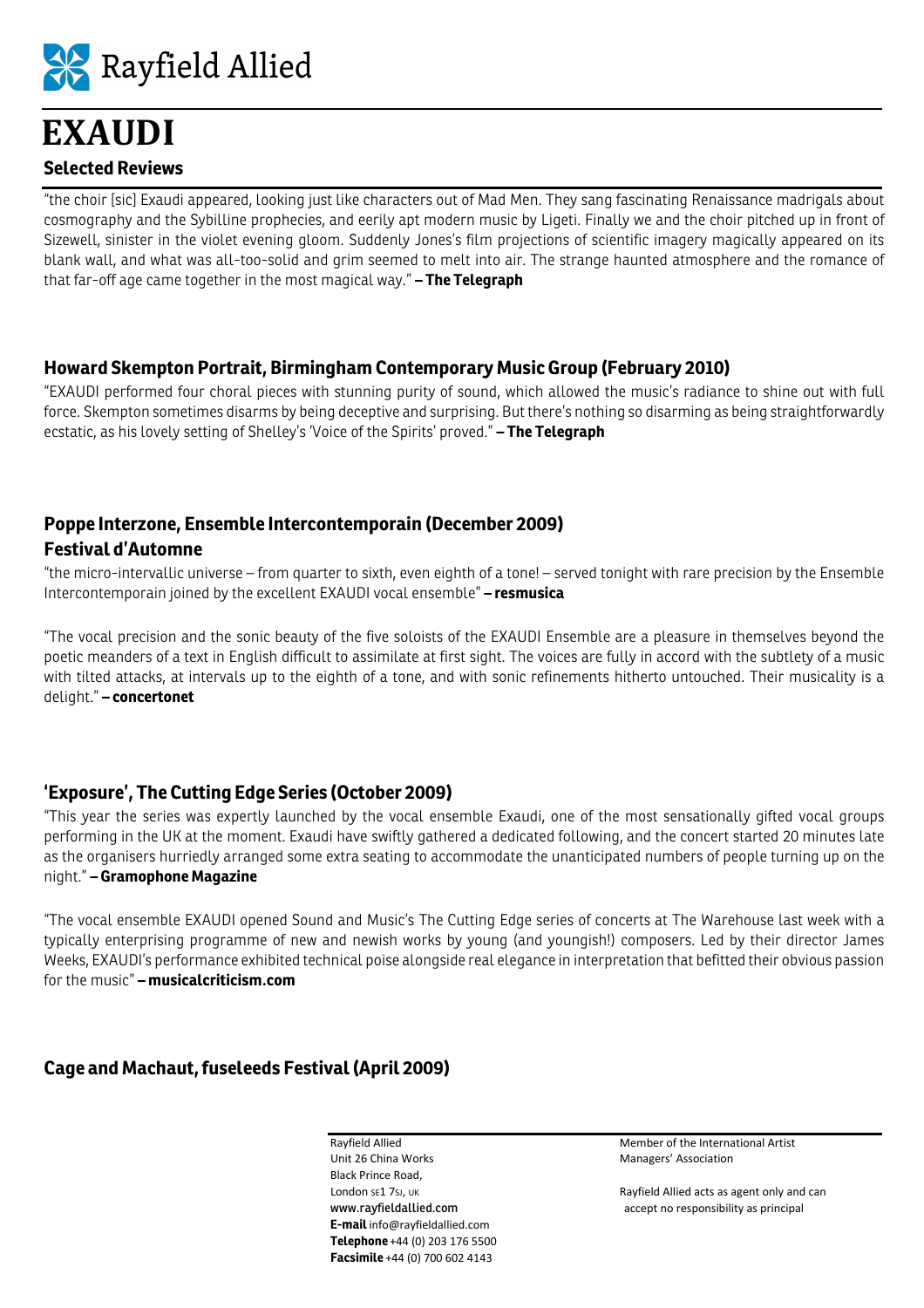Rayfield Allied

# EXAUDI

## Selected Reviews

"the choir [sic] Exaudi appeared, looking just like characters out of Mad Men. They sang fascinating Renaissance madrigals about cosmography and the Sybilline prophecies, and eerily apt modern music by Ligeti. Finally we and the choir pitched up in front of Sizewell, sinister in the violet evening gloom. Suddenly Jones's film projections of scientific imagery magically appeared on its blank wall, and what was all-too-solid and grim seemed to melt into air. The strange haunted atmosphere and the romance of that far-off age came together in the most magical way." **– The Telegraph**

### Howard Skempton Portrait, Birmingham Contemporary Music Group (February 2010)

"EXAUDI performed four choral pieces with stunning purity of sound, which allowed the music's radiance to shine out with full force. Skempton sometimes disarms by being deceptive and surprising. But there's nothing so disarming as being straightforwardly ecstatic, as his lovely setting of Shelley's 'Voice of the Spirits' proved." **– The Telegraph**

### Poppe Interzone, Ensemble Intercontemporain (December 2009)
### Festival d'Automne

"the micro-intervallic universe – from quarter to sixth, even eighth of a tone! – served tonight with rare precision by the Ensemble Intercontemporain joined by the excellent EXAUDI vocal ensemble" **– resmusica**

"The vocal precision and the sonic beauty of the five soloists of the EXAUDI Ensemble are a pleasure in themselves beyond the poetic meanders of a text in English difficult to assimilate at first sight. The voices are fully in accord with the subtlety of a music with tilted attacks, at intervals up to the eighth of a tone, and with sonic refinements hitherto untouched. Their musicality is a delight." **– concertonet**

### 'Exposure', The Cutting Edge Series (October 2009)

"This year the series was expertly launched by the vocal ensemble Exaudi, one of the most sensationally gifted vocal groups performing in the UK at the moment. Exaudi have swiftly gathered a dedicated following, and the concert started 20 minutes late as the organisers hurriedly arranged some extra seating to accommodate the unanticipated numbers of people turning up on the night." **– Gramophone Magazine**

"The vocal ensemble EXAUDI opened Sound and Music's The Cutting Edge series of concerts at The Warehouse last week with a typically enterprising programme of new and newish works by young (and youngish!) composers. Led by their director James Weeks, EXAUDI's performance exhibited technical poise alongside real elegance in interpretation that befitted their obvious passion for the music" **– musicalcriticism.com**

### Cage and Machaut, fuseleeds Festival (April 2009)

Rayfield Allied
Unit 26 China Works
Black Prince Road,
London SE1 7SJ, UK
www.rayfieldallied.com
**E-mail** info@rayfieldallied.com
**Telephone** +44 (0) 203 176 5500
**Facsimile** +44 (0) 700 602 4143

Member of the International Artist Managers' Association

Rayfield Allied acts as agent only and can accept no responsibility as principal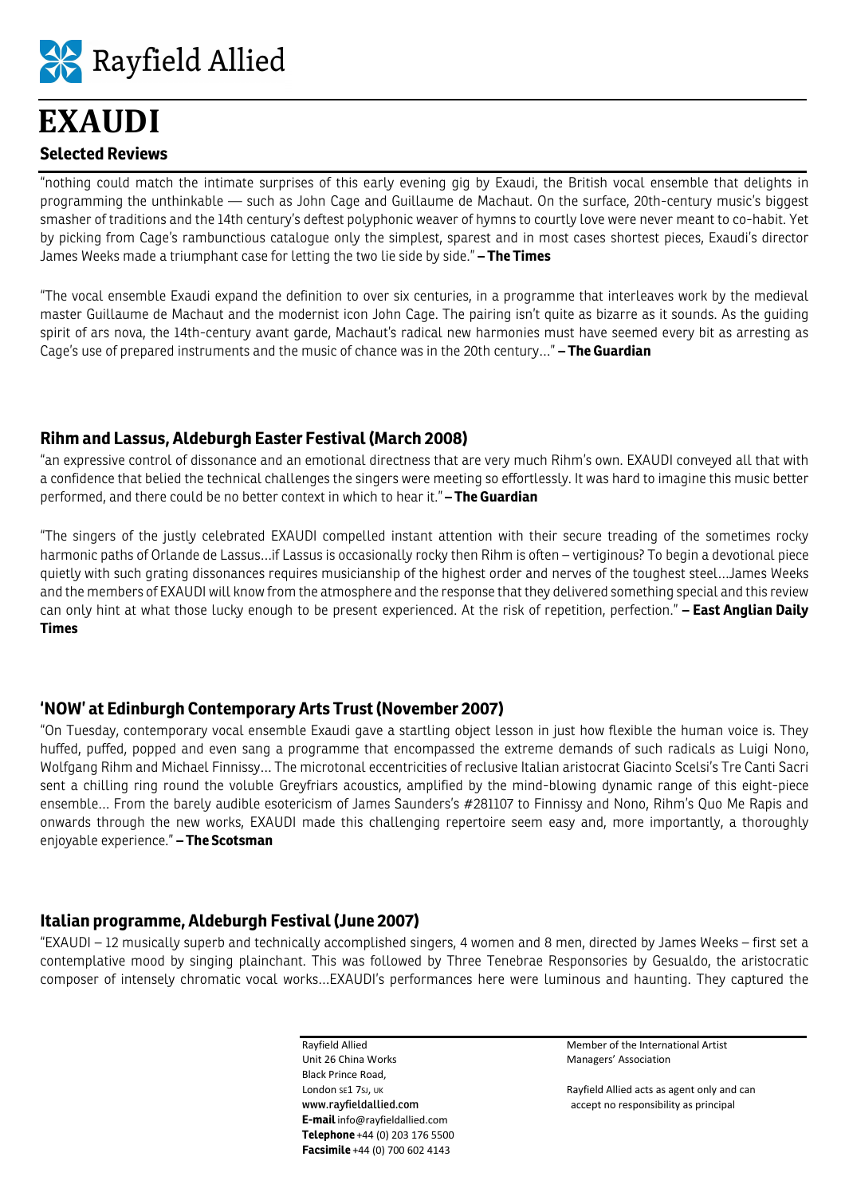Rayfield Allied

# EXAUDI

## Selected Reviews

"nothing could match the intimate surprises of this early evening gig by Exaudi, the British vocal ensemble that delights in programming the unthinkable — such as John Cage and Guillaume de Machaut. On the surface, 20th-century music's biggest smasher of traditions and the 14th century's deftest polyphonic weaver of hymns to courtly love were never meant to co-habit. Yet by picking from Cage's rambunctious catalogue only the simplest, sparest and in most cases shortest pieces, Exaudi's director James Weeks made a triumphant case for letting the two lie side by side." **– The Times**

"The vocal ensemble Exaudi expand the definition to over six centuries, in a programme that interleaves work by the medieval master Guillaume de Machaut and the modernist icon John Cage. The pairing isn't quite as bizarre as it sounds. As the guiding spirit of ars nova, the 14th-century avant garde, Machaut's radical new harmonies must have seemed every bit as arresting as Cage's use of prepared instruments and the music of chance was in the 20th century..." **– The Guardian**

### Rihm and Lassus, Aldeburgh Easter Festival (March 2008)

"an expressive control of dissonance and an emotional directness that are very much Rihm's own. EXAUDI conveyed all that with a confidence that belied the technical challenges the singers were meeting so effortlessly. It was hard to imagine this music better performed, and there could be no better context in which to hear it." **– The Guardian**

"The singers of the justly celebrated EXAUDI compelled instant attention with their secure treading of the sometimes rocky harmonic paths of Orlande de Lassus...if Lassus is occasionally rocky then Rihm is often – vertiginous? To begin a devotional piece quietly with such grating dissonances requires musicianship of the highest order and nerves of the toughest steel...James Weeks and the members of EXAUDI will know from the atmosphere and the response that they delivered something special and this review can only hint at what those lucky enough to be present experienced. At the risk of repetition, perfection." **– East Anglian Daily Times**

### 'NOW' at Edinburgh Contemporary Arts Trust (November 2007)

"On Tuesday, contemporary vocal ensemble Exaudi gave a startling object lesson in just how flexible the human voice is. They huffed, puffed, popped and even sang a programme that encompassed the extreme demands of such radicals as Luigi Nono, Wolfgang Rihm and Michael Finnissy... The microtonal eccentricities of reclusive Italian aristocrat Giacinto Scelsi's Tre Canti Sacri sent a chilling ring round the voluble Greyfriars acoustics, amplified by the mind-blowing dynamic range of this eight-piece ensemble... From the barely audible esotericism of James Saunders's #281107 to Finnissy and Nono, Rihm's Quo Me Rapis and onwards through the new works, EXAUDI made this challenging repertoire seem easy and, more importantly, a thoroughly enjoyable experience." **– The Scotsman**

### Italian programme, Aldeburgh Festival (June 2007)

"EXAUDI – 12 musically superb and technically accomplished singers, 4 women and 8 men, directed by James Weeks – first set a contemplative mood by singing plainchant. This was followed by Three Tenebrae Responsories by Gesualdo, the aristocratic composer of intensely chromatic vocal works...EXAUDI's performances here were luminous and haunting. They captured the

Rayfield Allied
Unit 26 China Works
Black Prince Road,
London SE1 7SJ, UK
www.rayfieldallied.com
**E-mail** info@rayfieldallied.com
**Telephone** +44 (0) 203 176 5500
**Facsimile** +44 (0) 700 602 4143

Member of the International Artist Managers' Association

Rayfield Allied acts as agent only and can accept no responsibility as principal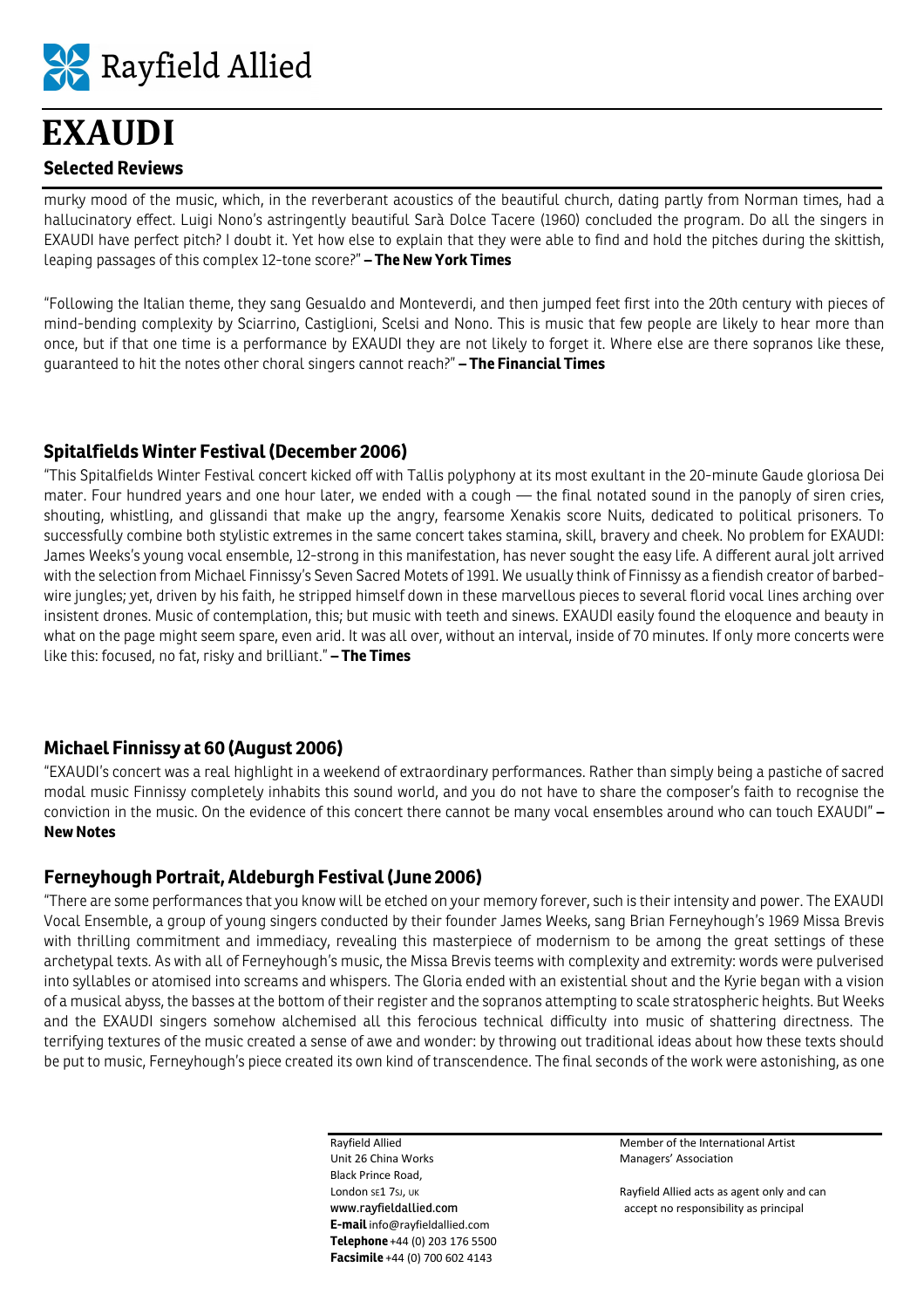# EXAUDI

## Selected Reviews

murky mood of the music, which, in the reverberant acoustics of the beautiful church, dating partly from Norman times, had a hallucinatory effect. Luigi Nono's astringently beautiful Sarà Dolce Tacere (1960) concluded the program. Do all the singers in EXAUDI have perfect pitch? I doubt it. Yet how else to explain that they were able to find and hold the pitches during the skittish, leaping passages of this complex 12-tone score?" **– The New York Times**

"Following the Italian theme, they sang Gesualdo and Monteverdi, and then jumped feet first into the 20th century with pieces of mind-bending complexity by Sciarrino, Castiglioni, Scelsi and Nono. This is music that few people are likely to hear more than once, but if that one time is a performance by EXAUDI they are not likely to forget it. Where else are there sopranos like these, guaranteed to hit the notes other choral singers cannot reach?" **– The Financial Times**

### Spitalfields Winter Festival (December 2006)

"This Spitalfields Winter Festival concert kicked off with Tallis polyphony at its most exultant in the 20-minute Gaude gloriosa Dei mater. Four hundred years and one hour later, we ended with a cough — the final notated sound in the panoply of siren cries, shouting, whistling, and glissandi that make up the angry, fearsome Xenakis score Nuits, dedicated to political prisoners. To successfully combine both stylistic extremes in the same concert takes stamina, skill, bravery and cheek. No problem for EXAUDI: James Weeks's young vocal ensemble, 12-strong in this manifestation, has never sought the easy life. A different aural jolt arrived with the selection from Michael Finnissy's Seven Sacred Motets of 1991. We usually think of Finnissy as a fiendish creator of barbed-wire jungles; yet, driven by his faith, he stripped himself down in these marvellous pieces to several florid vocal lines arching over insistent drones. Music of contemplation, this; but music with teeth and sinews. EXAUDI easily found the eloquence and beauty in what on the page might seem spare, even arid. It was all over, without an interval, inside of 70 minutes. If only more concerts were like this: focused, no fat, risky and brilliant." **– The Times**

### Michael Finnissy at 60 (August 2006)

"EXAUDI's concert was a real highlight in a weekend of extraordinary performances. Rather than simply being a pastiche of sacred modal music Finnissy completely inhabits this sound world, and you do not have to share the composer's faith to recognise the conviction in the music. On the evidence of this concert there cannot be many vocal ensembles around who can touch EXAUDI" **– New Notes**

### Ferneyhough Portrait, Aldeburgh Festival (June 2006)

"There are some performances that you know will be etched on your memory forever, such is their intensity and power. The EXAUDI Vocal Ensemble, a group of young singers conducted by their founder James Weeks, sang Brian Ferneyhough's 1969 Missa Brevis with thrilling commitment and immediacy, revealing this masterpiece of modernism to be among the great settings of these archetypal texts. As with all of Ferneyhough's music, the Missa Brevis teems with complexity and extremity: words were pulverised into syllables or atomised into screams and whispers. The Gloria ended with an existential shout and the Kyrie began with a vision of a musical abyss, the basses at the bottom of their register and the sopranos attempting to scale stratospheric heights. But Weeks and the EXAUDI singers somehow alchemised all this ferocious technical difficulty into music of shattering directness. The terrifying textures of the music created a sense of awe and wonder: by throwing out traditional ideas about how these texts should be put to music, Ferneyhough's piece created its own kind of transcendence. The final seconds of the work were astonishing, as one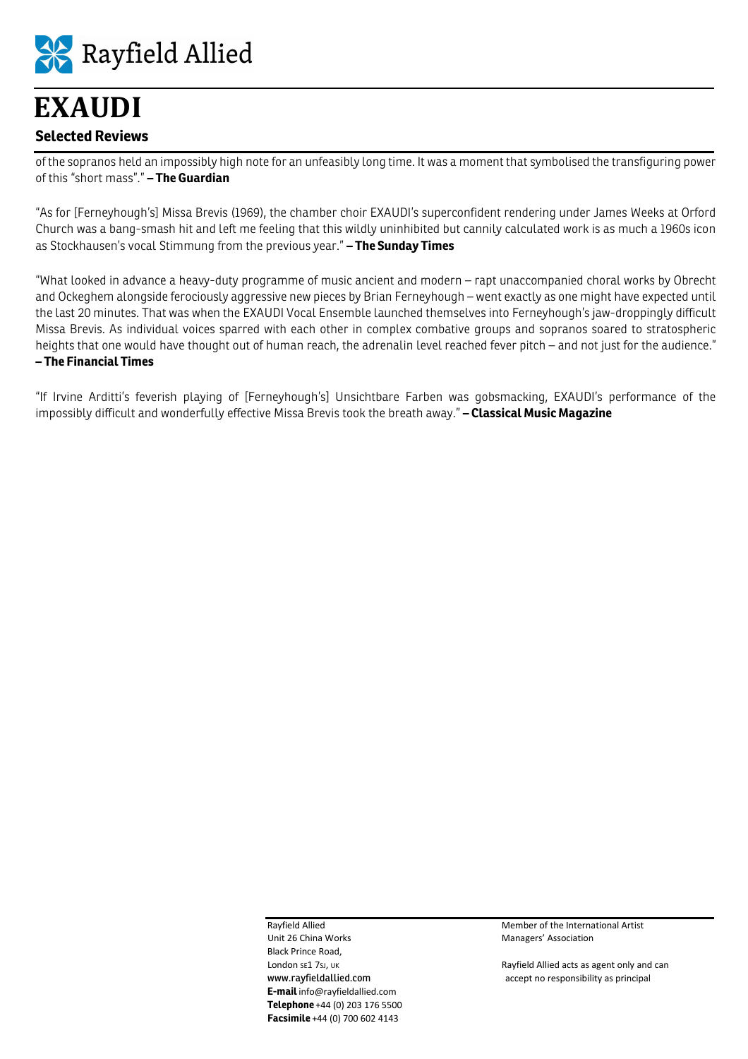# EXAUDI

### Selected Reviews

of the sopranos held an impossibly high note for an unfeasibly long time. It was a moment that symbolised the transfiguring power of this "short mass"." **– The Guardian**

"As for [Ferneyhough's] Missa Brevis (1969), the chamber choir EXAUDI's superconfident rendering under James Weeks at Orford Church was a bang-smash hit and left me feeling that this wildly uninhibited but cannily calculated work is as much a 1960s icon as Stockhausen's vocal Stimmung from the previous year." **– The Sunday Times**

"What looked in advance a heavy-duty programme of music ancient and modern – rapt unaccompanied choral works by Obrecht and Ockeghem alongside ferociously aggressive new pieces by Brian Ferneyhough – went exactly as one might have expected until the last 20 minutes. That was when the EXAUDI Vocal Ensemble launched themselves into Ferneyhough's jaw-droppingly difficult Missa Brevis. As individual voices sparred with each other in complex combative groups and sopranos soared to stratospheric heights that one would have thought out of human reach, the adrenalin level reached fever pitch – and not just for the audience." **– The Financial Times**

"If Irvine Arditti's feverish playing of [Ferneyhough's] Unsichtbare Farben was gobsmacking, EXAUDI's performance of the impossibly difficult and wonderfully effective Missa Brevis took the breath away." **– Classical Music Magazine**

Rayfield Allied
Unit 26 China Works
Black Prince Road,
London SE1 7SJ, UK
www.rayfieldallied.com
**E-mail** info@rayfieldallied.com
**Telephone** +44 (0) 203 176 5500
**Facsimile** +44 (0) 700 602 4143

Member of the International Artist Managers' Association

Rayfield Allied acts as agent only and can accept no responsibility as principal